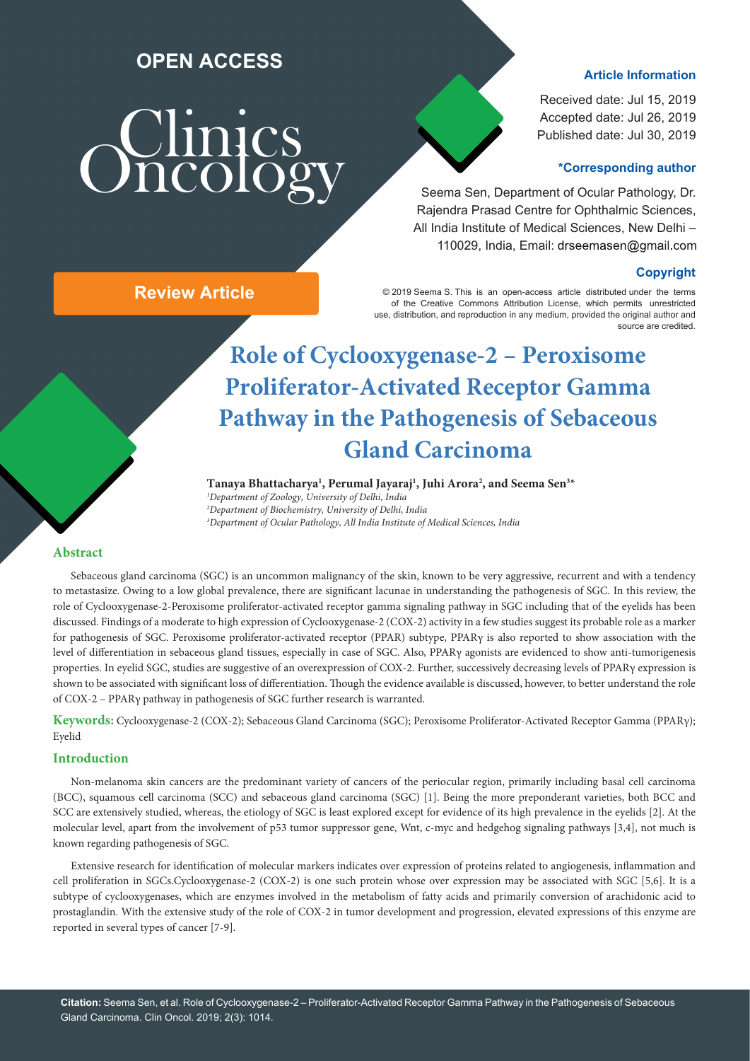**OPEN ACCESS**

Clinics Oncology

**Review Article**

**Article Information**

Received date: Jul 15, 2019
Accepted date: Jul 26, 2019
Published date: Jul 30, 2019

**\*Corresponding author**

Seema Sen, Department of Ocular Pathology, Dr. Rajendra Prasad Centre for Ophthalmic Sciences, All India Institute of Medical Sciences, New Delhi – 110029, India, Email: drseemasen@gmail.com

**Copyright**

© 2019 Seema S. This is an open-access article distributed under the terms of the Creative Commons Attribution License, which permits unrestricted use, distribution, and reproduction in any medium, provided the original author and source are credited.

# Role of Cyclooxygenase-2 – Peroxisome Proliferator-Activated Receptor Gamma Pathway in the Pathogenesis of Sebaceous Gland Carcinoma

**Tanaya Bhattacharya[1], Perumal Jayaraj[1], Juhi Arora[2], and Seema Sen[3]\***

[1]*Department of Zoology, University of Delhi, India*
[2]*Department of Biochemistry, University of Delhi, India*
[3]*Department of Ocular Pathology, All India Institute of Medical Sciences, India*

## Abstract

Sebaceous gland carcinoma (SGC) is an uncommon malignancy of the skin, known to be very aggressive, recurrent and with a tendency to metastasize. Owing to a low global prevalence, there are significant lacunae in understanding the pathogenesis of SGC. In this review, the role of Cyclooxygenase-2-Peroxisome proliferator-activated receptor gamma signaling pathway in SGC including that of the eyelids has been discussed. Findings of a moderate to high expression of Cyclooxygenase-2 (COX-2) activity in a few studies suggest its probable role as a marker for pathogenesis of SGC. Peroxisome proliferator-activated receptor (PPAR) subtype, PPARγ is also reported to show association with the level of differentiation in sebaceous gland tissues, especially in case of SGC. Also, PPARγ agonists are evidenced to show anti-tumorigenesis properties. In eyelid SGC, studies are suggestive of an overexpression of COX-2. Further, successively decreasing levels of PPARγ expression is shown to be associated with significant loss of differentiation. Though the evidence available is discussed, however, to better understand the role of COX-2 – PPARγ pathway in pathogenesis of SGC further research is warranted.

**Keywords:** Cyclooxygenase-2 (COX-2); Sebaceous Gland Carcinoma (SGC); Peroxisome Proliferator-Activated Receptor Gamma (PPARγ); Eyelid

## Introduction

Non-melanoma skin cancers are the predominant variety of cancers of the periocular region, primarily including basal cell carcinoma (BCC), squamous cell carcinoma (SCC) and sebaceous gland carcinoma (SGC) [1]. Being the more preponderant varieties, both BCC and SCC are extensively studied, whereas, the etiology of SGC is least explored except for evidence of its high prevalence in the eyelids [2]. At the molecular level, apart from the involvement of p53 tumor suppressor gene, Wnt, c-myc and hedgehog signaling pathways [3,4], not much is known regarding pathogenesis of SGC.

Extensive research for identification of molecular markers indicates over expression of proteins related to angiogenesis, inflammation and cell proliferation in SGCs.Cyclooxygenase-2 (COX-2) is one such protein whose over expression may be associated with SGC [5,6]. It is a subtype of cyclooxygenases, which are enzymes involved in the metabolism of fatty acids and primarily conversion of arachidonic acid to prostaglandin. With the extensive study of the role of COX-2 in tumor development and progression, elevated expressions of this enzyme are reported in several types of cancer [7-9].

**Citation:** Seema Sen, et al. Role of Cyclooxygenase-2 – Proliferator-Activated Receptor Gamma Pathway in the Pathogenesis of Sebaceous Gland Carcinoma. Clin Oncol. 2019; 2(3): 1014.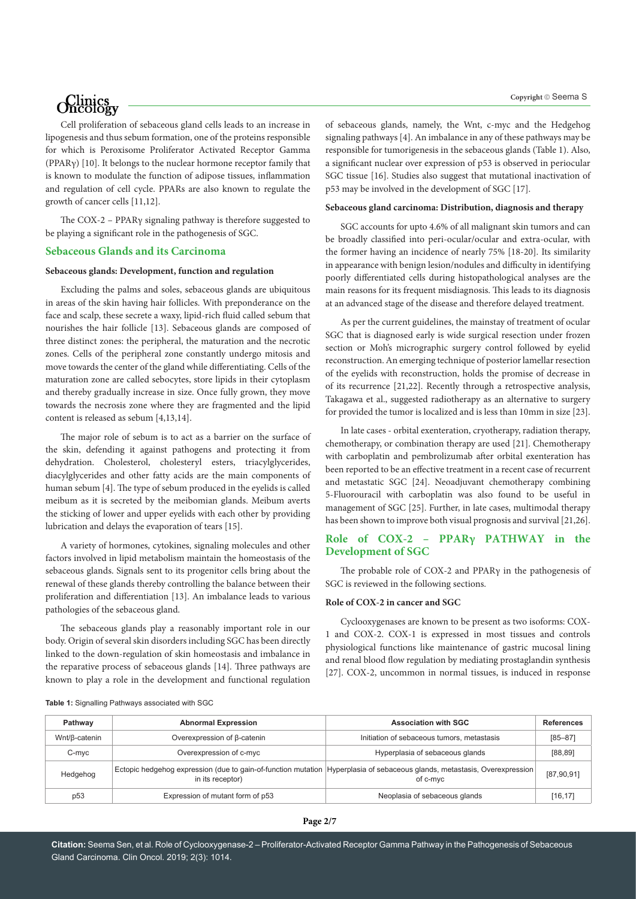Cell proliferation of sebaceous gland cells leads to an increase in lipogenesis and thus sebum formation, one of the proteins responsible for which is Peroxisome Proliferator Activated Receptor Gamma (PPARγ) [10]. It belongs to the nuclear hormone receptor family that is known to modulate the function of adipose tissues, inflammation and regulation of cell cycle. PPARs are also known to regulate the growth of cancer cells [11,12].

The COX-2 – PPARγ signaling pathway is therefore suggested to be playing a significant role in the pathogenesis of SGC.

## Sebaceous Glands and its Carcinoma

### Sebaceous glands: Development, function and regulation

Excluding the palms and soles, sebaceous glands are ubiquitous in areas of the skin having hair follicles. With preponderance on the face and scalp, these secrete a waxy, lipid-rich fluid called sebum that nourishes the hair follicle [13]. Sebaceous glands are composed of three distinct zones: the peripheral, the maturation and the necrotic zones. Cells of the peripheral zone constantly undergo mitosis and move towards the center of the gland while differentiating. Cells of the maturation zone are called sebocytes, store lipids in their cytoplasm and thereby gradually increase in size. Once fully grown, they move towards the necrosis zone where they are fragmented and the lipid content is released as sebum [4,13,14].

The major role of sebum is to act as a barrier on the surface of the skin, defending it against pathogens and protecting it from dehydration. Cholesterol, cholesteryl esters, triacylglycerides, diacylglycerides and other fatty acids are the main components of human sebum [4]. The type of sebum produced in the eyelids is called meibum as it is secreted by the meibomian glands. Meibum averts the sticking of lower and upper eyelids with each other by providing lubrication and delays the evaporation of tears [15].

A variety of hormones, cytokines, signaling molecules and other factors involved in lipid metabolism maintain the homeostasis of the sebaceous glands. Signals sent to its progenitor cells bring about the renewal of these glands thereby controlling the balance between their proliferation and differentiation [13]. An imbalance leads to various pathologies of the sebaceous gland.

The sebaceous glands play a reasonably important role in our body. Origin of several skin disorders including SGC has been directly linked to the down-regulation of skin homeostasis and imbalance in the reparative process of sebaceous glands [14]. Three pathways are known to play a role in the development and functional regulation of sebaceous glands, namely, the Wnt, c-myc and the Hedgehog signaling pathways [4]. An imbalance in any of these pathways may be responsible for tumorigenesis in the sebaceous glands (Table 1). Also, a significant nuclear over expression of p53 is observed in periocular SGC tissue [16]. Studies also suggest that mutational inactivation of p53 may be involved in the development of SGC [17].

### Sebaceous gland carcinoma: Distribution, diagnosis and therapy

SGC accounts for upto 4.6% of all malignant skin tumors and can be broadly classified into peri-ocular/ocular and extra-ocular, with the former having an incidence of nearly 75% [18-20]. Its similarity in appearance with benign lesion/nodules and difficulty in identifying poorly differentiated cells during histopathological analyses are the main reasons for its frequent misdiagnosis. This leads to its diagnosis at an advanced stage of the disease and therefore delayed treatment.

As per the current guidelines, the mainstay of treatment of ocular SGC that is diagnosed early is wide surgical resection under frozen section or Moh's micrographic surgery control followed by eyelid reconstruction. An emerging technique of posterior lamellar resection of the eyelids with reconstruction, holds the promise of decrease in its recurrence [21,22]. Recently through a retrospective analysis, Takagawa et al., suggested radiotherapy as an alternative to surgery for provided the tumor is localized and is less than 10mm in size [23].

In late cases - orbital exenteration, cryotherapy, radiation therapy, chemotherapy, or combination therapy are used [21]. Chemotherapy with carboplatin and pembrolizumab after orbital exenteration has been reported to be an effective treatment in a recent case of recurrent and metastatic SGC [24]. Neoadjuvant chemotherapy combining 5-Fluorouracil with carboplatin was also found to be useful in management of SGC [25]. Further, in late cases, multimodal therapy has been shown to improve both visual prognosis and survival [21,26].

## Role of COX-2 – PPARγ PATHWAY in the Development of SGC

The probable role of COX-2 and PPARγ in the pathogenesis of SGC is reviewed in the following sections.

### Role of COX-2 in cancer and SGC

Cyclooxygenases are known to be present as two isoforms: COX-1 and COX-2. COX-1 is expressed in most tissues and controls physiological functions like maintenance of gastric mucosal lining and renal blood flow regulation by mediating prostaglandin synthesis [27]. COX-2, uncommon in normal tissues, is induced in response

**Table 1:** Signalling Pathways associated with SGC

| Pathway | Abnormal Expression | Association with SGC | References |
|---|---|---|---|
| Wnt/β-catenin | Overexpression of β-catenin | Initiation of sebaceous tumors, metastasis | [85–87] |
| C-myc | Overexpression of c-myc | Hyperplasia of sebaceous glands | [88,89] |
| Hedgehog | Ectopic hedgehog expression (due to gain-of-function mutation in its receptor) | Hyperplasia of sebaceous glands, metastasis, Overexpression of c-myc | [87,90,91] |
| p53 | Expression of mutant form of p53 | Neoplasia of sebaceous glands | [16,17] |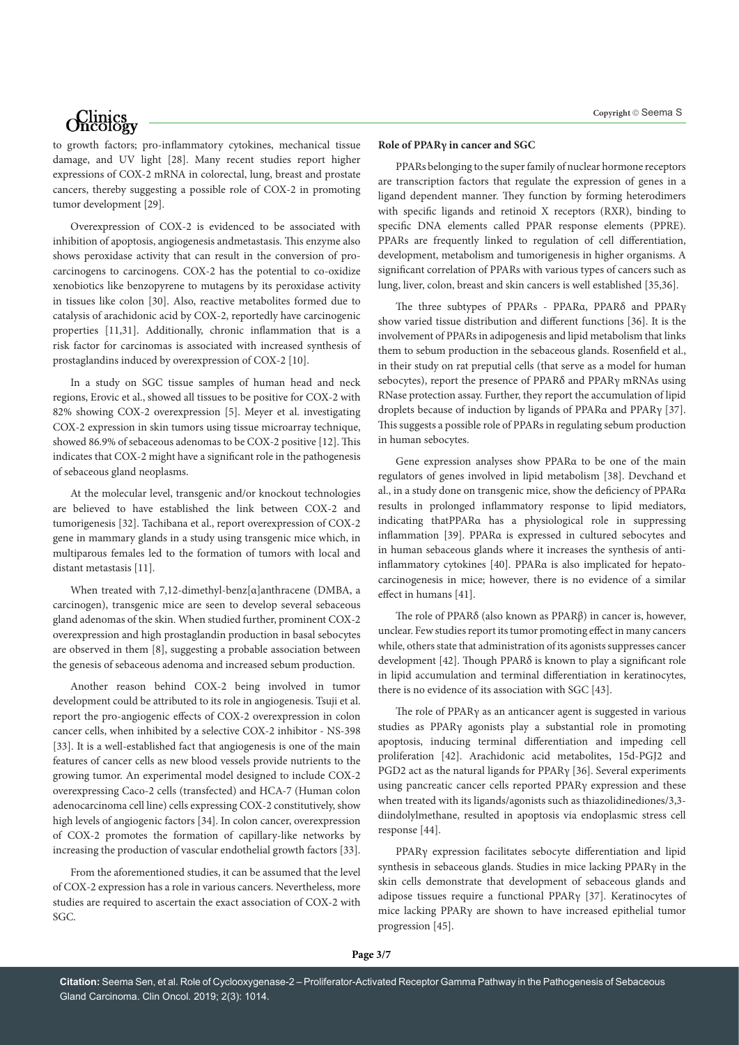to growth factors; pro-inflammatory cytokines, mechanical tissue damage, and UV light [28]. Many recent studies report higher expressions of COX-2 mRNA in colorectal, lung, breast and prostate cancers, thereby suggesting a possible role of COX-2 in promoting tumor development [29].

Overexpression of COX-2 is evidenced to be associated with inhibition of apoptosis, angiogenesis andmetastasis. This enzyme also shows peroxidase activity that can result in the conversion of pro-carcinogens to carcinogens. COX-2 has the potential to co-oxidize xenobiotics like benzopyrene to mutagens by its peroxidase activity in tissues like colon [30]. Also, reactive metabolites formed due to catalysis of arachidonic acid by COX-2, reportedly have carcinogenic properties [11,31]. Additionally, chronic inflammation that is a risk factor for carcinomas is associated with increased synthesis of prostaglandins induced by overexpression of COX-2 [10].

In a study on SGC tissue samples of human head and neck regions, Erovic et al., showed all tissues to be positive for COX-2 with 82% showing COX-2 overexpression [5]. Meyer et al. investigating COX-2 expression in skin tumors using tissue microarray technique, showed 86.9% of sebaceous adenomas to be COX-2 positive [12]. This indicates that COX-2 might have a significant role in the pathogenesis of sebaceous gland neoplasms.

At the molecular level, transgenic and/or knockout technologies are believed to have established the link between COX-2 and tumorigenesis [32]. Tachibana et al., report overexpression of COX-2 gene in mammary glands in a study using transgenic mice which, in multiparous females led to the formation of tumors with local and distant metastasis [11].

When treated with 7,12-dimethyl-benz[α]anthracene (DMBA, a carcinogen), transgenic mice are seen to develop several sebaceous gland adenomas of the skin. When studied further, prominent COX-2 overexpression and high prostaglandin production in basal sebocytes are observed in them [8], suggesting a probable association between the genesis of sebaceous adenoma and increased sebum production.

Another reason behind COX-2 being involved in tumor development could be attributed to its role in angiogenesis. Tsuji et al. report the pro-angiogenic effects of COX-2 overexpression in colon cancer cells, when inhibited by a selective COX-2 inhibitor - NS-398 [33]. It is a well-established fact that angiogenesis is one of the main features of cancer cells as new blood vessels provide nutrients to the growing tumor. An experimental model designed to include COX-2 overexpressing Caco-2 cells (transfected) and HCA-7 (Human colon adenocarcinoma cell line) cells expressing COX-2 constitutively, show high levels of angiogenic factors [34]. In colon cancer, overexpression of COX-2 promotes the formation of capillary-like networks by increasing the production of vascular endothelial growth factors [33].

From the aforementioned studies, it can be assumed that the level of COX-2 expression has a role in various cancers. Nevertheless, more studies are required to ascertain the exact association of COX-2 with SGC.

**Role of PPARγ in cancer and SGC**

PPARs belonging to the super family of nuclear hormone receptors are transcription factors that regulate the expression of genes in a ligand dependent manner. They function by forming heterodimers with specific ligands and retinoid X receptors (RXR), binding to specific DNA elements called PPAR response elements (PPRE). PPARs are frequently linked to regulation of cell differentiation, development, metabolism and tumorigenesis in higher organisms. A significant correlation of PPARs with various types of cancers such as lung, liver, colon, breast and skin cancers is well established [35,36].

The three subtypes of PPARs - PPARα, PPARδ and PPARγ show varied tissue distribution and different functions [36]. It is the involvement of PPARs in adipogenesis and lipid metabolism that links them to sebum production in the sebaceous glands. Rosenfield et al., in their study on rat preputial cells (that serve as a model for human sebocytes), report the presence of PPARδ and PPARγ mRNAs using RNase protection assay. Further, they report the accumulation of lipid droplets because of induction by ligands of PPARα and PPARγ [37]. This suggests a possible role of PPARs in regulating sebum production in human sebocytes.

Gene expression analyses show PPARα to be one of the main regulators of genes involved in lipid metabolism [38]. Devchand et al., in a study done on transgenic mice, show the deficiency of PPARα results in prolonged inflammatory response to lipid mediators, indicating thatPPARα has a physiological role in suppressing inflammation [39]. PPARα is expressed in cultured sebocytes and in human sebaceous glands where it increases the synthesis of anti-inflammatory cytokines [40]. PPARα is also implicated for hepato-carcinogenesis in mice; however, there is no evidence of a similar effect in humans [41].

The role of PPARδ (also known as PPARβ) in cancer is, however, unclear. Few studies report its tumor promoting effect in many cancers while, others state that administration of its agonists suppresses cancer development [42]. Though PPARδ is known to play a significant role in lipid accumulation and terminal differentiation in keratinocytes, there is no evidence of its association with SGC [43].

The role of PPARγ as an anticancer agent is suggested in various studies as PPARγ agonists play a substantial role in promoting apoptosis, inducing terminal differentiation and impeding cell proliferation [42]. Arachidonic acid metabolites, 15d-PGJ2 and PGD2 act as the natural ligands for PPARγ [36]. Several experiments using pancreatic cancer cells reported PPARγ expression and these when treated with its ligands/agonists such as thiazolidinediones/3,3-diindolylmethane, resulted in apoptosis via endoplasmic stress cell response [44].

PPARγ expression facilitates sebocyte differentiation and lipid synthesis in sebaceous glands. Studies in mice lacking PPARγ in the skin cells demonstrate that development of sebaceous glands and adipose tissues require a functional PPARγ [37]. Keratinocytes of mice lacking PPARγ are shown to have increased epithelial tumor progression [45].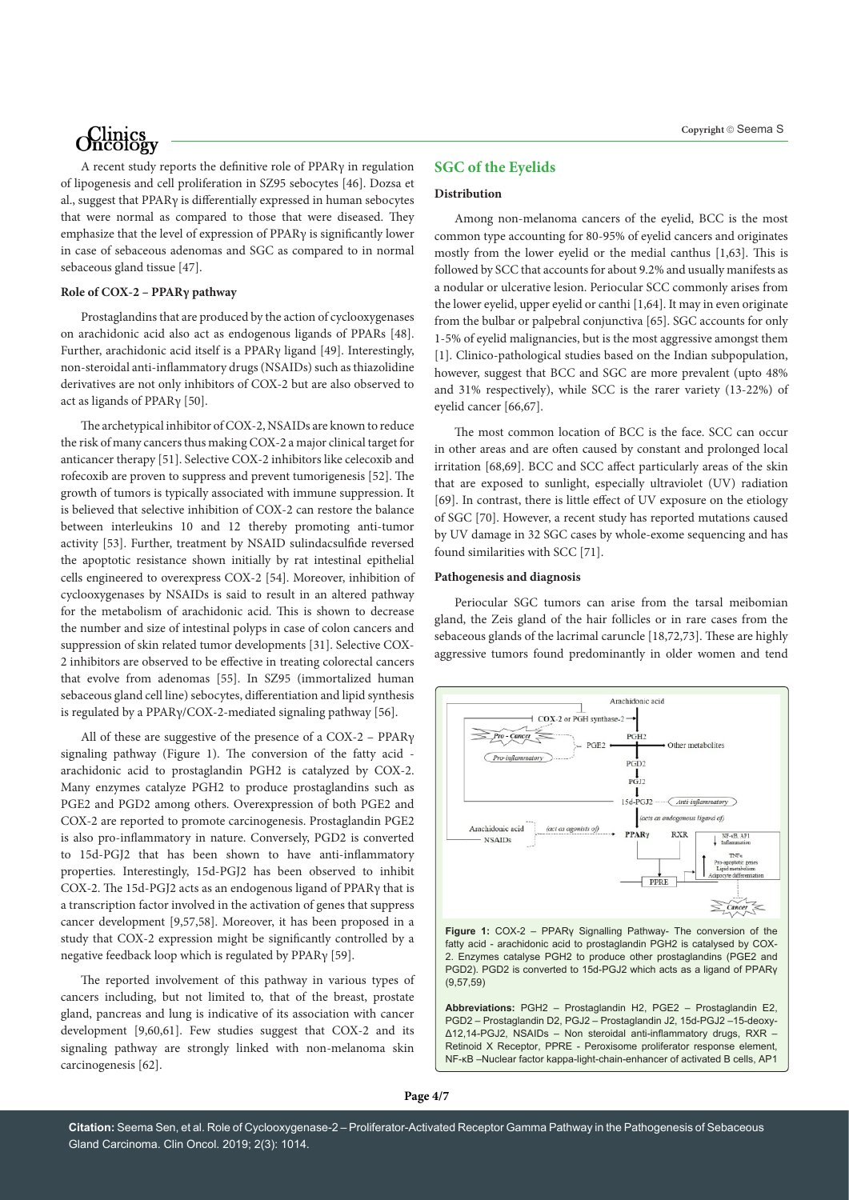A recent study reports the definitive role of PPARγ in regulation of lipogenesis and cell proliferation in SZ95 sebocytes [46]. Dozsa et al., suggest that PPARγ is differentially expressed in human sebocytes that were normal as compared to those that were diseased. They emphasize that the level of expression of PPARγ is significantly lower in case of sebaceous adenomas and SGC as compared to in normal sebaceous gland tissue [47].

#### Role of COX-2 – PPARγ pathway

Prostaglandins that are produced by the action of cyclooxygenases on arachidonic acid also act as endogenous ligands of PPARs [48]. Further, arachidonic acid itself is a PPARγ ligand [49]. Interestingly, non-steroidal anti-inflammatory drugs (NSAIDs) such as thiazolidine derivatives are not only inhibitors of COX-2 but are also observed to act as ligands of PPARγ [50].

The archetypical inhibitor of COX-2, NSAIDs are known to reduce the risk of many cancers thus making COX-2 a major clinical target for anticancer therapy [51]. Selective COX-2 inhibitors like celecoxib and rofecoxib are proven to suppress and prevent tumorigenesis [52]. The growth of tumors is typically associated with immune suppression. It is believed that selective inhibition of COX-2 can restore the balance between interleukins 10 and 12 thereby promoting anti-tumor activity [53]. Further, treatment by NSAID sulindacsulfide reversed the apoptotic resistance shown initially by rat intestinal epithelial cells engineered to overexpress COX-2 [54]. Moreover, inhibition of cyclooxygenases by NSAIDs is said to result in an altered pathway for the metabolism of arachidonic acid. This is shown to decrease the number and size of intestinal polyps in case of colon cancers and suppression of skin related tumor developments [31]. Selective COX-2 inhibitors are observed to be effective in treating colorectal cancers that evolve from adenomas [55]. In SZ95 (immortalized human sebaceous gland cell line) sebocytes, differentiation and lipid synthesis is regulated by a PPARγ/COX-2-mediated signaling pathway [56].

All of these are suggestive of the presence of a COX-2 – PPARγ signaling pathway (Figure 1). The conversion of the fatty acid - arachidonic acid to prostaglandin PGH2 is catalyzed by COX-2. Many enzymes catalyze PGH2 to produce prostaglandins such as PGE2 and PGD2 among others. Overexpression of both PGE2 and COX-2 are reported to promote carcinogenesis. Prostaglandin PGE2 is also pro-inflammatory in nature. Conversely, PGD2 is converted to 15d-PGJ2 that has been shown to have anti-inflammatory properties. Interestingly, 15d-PGJ2 has been observed to inhibit COX-2. The 15d-PGJ2 acts as an endogenous ligand of PPARγ that is a transcription factor involved in the activation of genes that suppress cancer development [9,57,58]. Moreover, it has been proposed in a study that COX-2 expression might be significantly controlled by a negative feedback loop which is regulated by PPARγ [59].

The reported involvement of this pathway in various types of cancers including, but not limited to, that of the breast, prostate gland, pancreas and lung is indicative of its association with cancer development [9,60,61]. Few studies suggest that COX-2 and its signaling pathway are strongly linked with non-melanoma skin carcinogenesis [62].

## SGC of the Eyelids

#### Distribution

Among non-melanoma cancers of the eyelid, BCC is the most common type accounting for 80-95% of eyelid cancers and originates mostly from the lower eyelid or the medial canthus [1,63]. This is followed by SCC that accounts for about 9.2% and usually manifests as a nodular or ulcerative lesion. Periocular SCC commonly arises from the lower eyelid, upper eyelid or canthi [1,64]. It may in even originate from the bulbar or palpebral conjunctiva [65]. SGC accounts for only 1-5% of eyelid malignancies, but is the most aggressive amongst them [1]. Clinico-pathological studies based on the Indian subpopulation, however, suggest that BCC and SGC are more prevalent (upto 48% and 31% respectively), while SCC is the rarer variety (13-22%) of eyelid cancer [66,67].

The most common location of BCC is the face. SCC can occur in other areas and are often caused by constant and prolonged local irritation [68,69]. BCC and SCC affect particularly areas of the skin that are exposed to sunlight, especially ultraviolet (UV) radiation [69]. In contrast, there is little effect of UV exposure on the etiology of SGC [70]. However, a recent study has reported mutations caused by UV damage in 32 SGC cases by whole-exome sequencing and has found similarities with SCC [71].

#### Pathogenesis and diagnosis

Periocular SGC tumors can arise from the tarsal meibomian gland, the Zeis gland of the hair follicles or in rare cases from the sebaceous glands of the lacrimal caruncle [18,72,73]. These are highly aggressive tumors found predominantly in older women and tend

Arachidonic acid
COX-2 or PGH synthase-2
Pro - Cancer
Pro-inflammatory
PGE2
PGH2
Other metabolites
PGD2
PGJ2
15d-PGJ2
Anti inflammatory
(acts as endogenous ligand of)
Arachidonic acid
NSAIDs
(act as agonists of)
PPARγ
RXR
NF-κB, AP1
Inflammation
TNFα
Pro-apoptotic genes
Lipid metabolism
Adipocyte differentiation
PPRE
Cancer

**Figure 1:** COX-2 – PPARγ Signalling Pathway- The conversion of the fatty acid - arachidonic acid to prostaglandin PGH2 is catalysed by COX-2. Enzymes catalyse PGH2 to produce other prostaglandins (PGE2 and PGD2). PGD2 is converted to 15d-PGJ2 which acts as a ligand of PPARγ (9,57,59)

**Abbreviations:** PGH2 – Prostaglandin H2, PGE2 – Prostaglandin E2, PGD2 – Prostaglandin D2, PGJ2 – Prostaglandin J2, 15d-PGJ2 –15-deoxy-Δ12,14-PGJ2, NSAIDs – Non steroidal anti-inflammatory drugs, RXR – Retinoid X Receptor, PPRE - Peroxisome proliferator response element, NF-κB –Nuclear factor kappa-light-chain-enhancer of activated B cells, AP1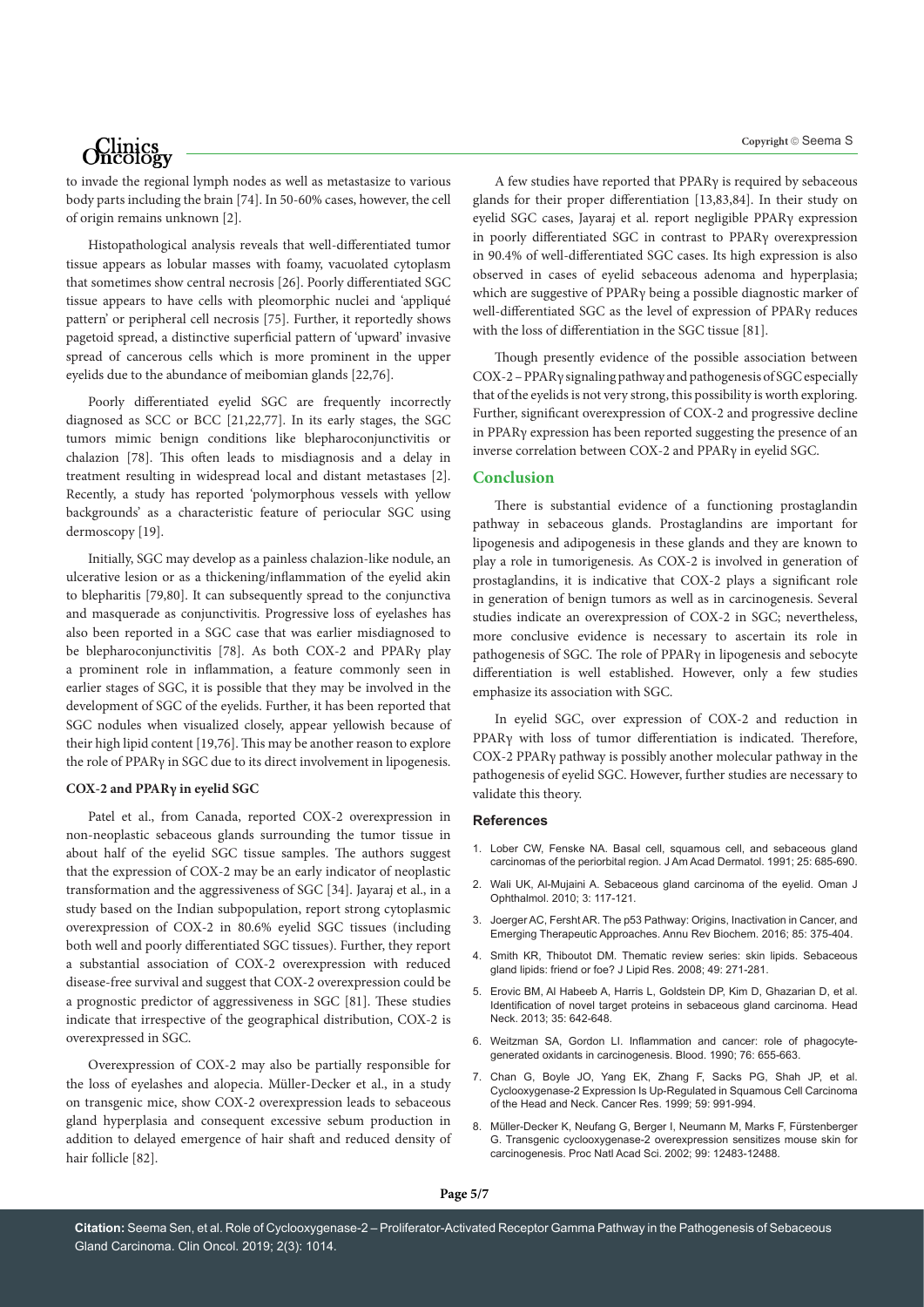to invade the regional lymph nodes as well as metastasize to various body parts including the brain [74]. In 50-60% cases, however, the cell of origin remains unknown [2].

Histopathological analysis reveals that well-differentiated tumor tissue appears as lobular masses with foamy, vacuolated cytoplasm that sometimes show central necrosis [26]. Poorly differentiated SGC tissue appears to have cells with pleomorphic nuclei and 'appliqué pattern' or peripheral cell necrosis [75]. Further, it reportedly shows pagetoid spread, a distinctive superficial pattern of 'upward' invasive spread of cancerous cells which is more prominent in the upper eyelids due to the abundance of meibomian glands [22,76].

Poorly differentiated eyelid SGC are frequently incorrectly diagnosed as SCC or BCC [21,22,77]. In its early stages, the SGC tumors mimic benign conditions like blepharoconjunctivitis or chalazion [78]. This often leads to misdiagnosis and a delay in treatment resulting in widespread local and distant metastases [2]. Recently, a study has reported 'polymorphous vessels with yellow backgrounds' as a characteristic feature of periocular SGC using dermoscopy [19].

Initially, SGC may develop as a painless chalazion-like nodule, an ulcerative lesion or as a thickening/inflammation of the eyelid akin to blepharitis [79,80]. It can subsequently spread to the conjunctiva and masquerade as conjunctivitis. Progressive loss of eyelashes has also been reported in a SGC case that was earlier misdiagnosed to be blepharoconjunctivitis [78]. As both COX-2 and PPARγ play a prominent role in inflammation, a feature commonly seen in earlier stages of SGC, it is possible that they may be involved in the development of SGC of the eyelids. Further, it has been reported that SGC nodules when visualized closely, appear yellowish because of their high lipid content [19,76]. This may be another reason to explore the role of PPARγ in SGC due to its direct involvement in lipogenesis.

### COX-2 and PPARγ in eyelid SGC

Patel et al., from Canada, reported COX-2 overexpression in non-neoplastic sebaceous glands surrounding the tumor tissue in about half of the eyelid SGC tissue samples. The authors suggest that the expression of COX-2 may be an early indicator of neoplastic transformation and the aggressiveness of SGC [34]. Jayaraj et al., in a study based on the Indian subpopulation, report strong cytoplasmic overexpression of COX-2 in 80.6% eyelid SGC tissues (including both well and poorly differentiated SGC tissues). Further, they report a substantial association of COX-2 overexpression with reduced disease-free survival and suggest that COX-2 overexpression could be a prognostic predictor of aggressiveness in SGC [81]. These studies indicate that irrespective of the geographical distribution, COX-2 is overexpressed in SGC.

Overexpression of COX-2 may also be partially responsible for the loss of eyelashes and alopecia. Müller-Decker et al., in a study on transgenic mice, show COX-2 overexpression leads to sebaceous gland hyperplasia and consequent excessive sebum production in addition to delayed emergence of hair shaft and reduced density of hair follicle [82].

A few studies have reported that PPARγ is required by sebaceous glands for their proper differentiation [13,83,84]. In their study on eyelid SGC cases, Jayaraj et al. report negligible PPARγ expression in poorly differentiated SGC in contrast to PPARγ overexpression in 90.4% of well-differentiated SGC cases. Its high expression is also observed in cases of eyelid sebaceous adenoma and hyperplasia; which are suggestive of PPARγ being a possible diagnostic marker of well-differentiated SGC as the level of expression of PPARγ reduces with the loss of differentiation in the SGC tissue [81].

Though presently evidence of the possible association between COX-2 – PPARγ signaling pathway and pathogenesis of SGC especially that of the eyelids is not very strong, this possibility is worth exploring. Further, significant overexpression of COX-2 and progressive decline in PPARγ expression has been reported suggesting the presence of an inverse correlation between COX-2 and PPARγ in eyelid SGC.

## Conclusion

There is substantial evidence of a functioning prostaglandin pathway in sebaceous glands. Prostaglandins are important for lipogenesis and adipogenesis in these glands and they are known to play a role in tumorigenesis. As COX-2 is involved in generation of prostaglandins, it is indicative that COX-2 plays a significant role in generation of benign tumors as well as in carcinogenesis. Several studies indicate an overexpression of COX-2 in SGC; nevertheless, more conclusive evidence is necessary to ascertain its role in pathogenesis of SGC. The role of PPARγ in lipogenesis and sebocyte differentiation is well established. However, only a few studies emphasize its association with SGC.

In eyelid SGC, over expression of COX-2 and reduction in PPARγ with loss of tumor differentiation is indicated. Therefore, COX-2 PPARγ pathway is possibly another molecular pathway in the pathogenesis of eyelid SGC. However, further studies are necessary to validate this theory.

## References

1. Lober CW, Fenske NA. Basal cell, squamous cell, and sebaceous gland carcinomas of the periorbital region. J Am Acad Dermatol. 1991; 25: 685-690.
2. Wali UK, Al-Mujaini A. Sebaceous gland carcinoma of the eyelid. Oman J Ophthalmol. 2010; 3: 117-121.
3. Joerger AC, Fersht AR. The p53 Pathway: Origins, Inactivation in Cancer, and Emerging Therapeutic Approaches. Annu Rev Biochem. 2016; 85: 375-404.
4. Smith KR, Thiboutot DM. Thematic review series: skin lipids. Sebaceous gland lipids: friend or foe? J Lipid Res. 2008; 49: 271-281.
5. Erovic BM, Al Habeeb A, Harris L, Goldstein DP, Kim D, Ghazarian D, et al. Identification of novel target proteins in sebaceous gland carcinoma. Head Neck. 2013; 35: 642-648.
6. Weitzman SA, Gordon LI. Inflammation and cancer: role of phagocyte-generated oxidants in carcinogenesis. Blood. 1990; 76: 655-663.
7. Chan G, Boyle JO, Yang EK, Zhang F, Sacks PG, Shah JP, et al. Cyclooxygenase-2 Expression Is Up-Regulated in Squamous Cell Carcinoma of the Head and Neck. Cancer Res. 1999; 59: 991-994.
8. Müller-Decker K, Neufang G, Berger I, Neumann M, Marks F, Fürstenberger G. Transgenic cyclooxygenase-2 overexpression sensitizes mouse skin for carcinogenesis. Proc Natl Acad Sci. 2002; 99: 12483-12488.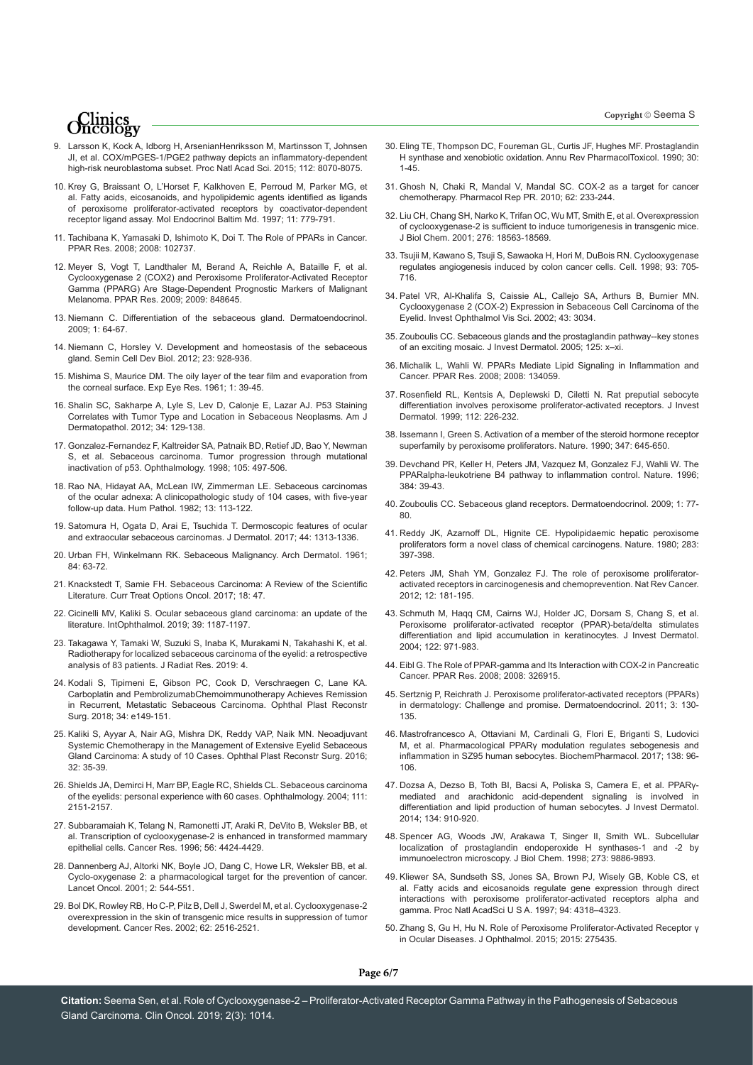9. Larsson K, Kock A, Idborg H, ArsenianHenriksson M, Martinsson T, Johnsen JI, et al. COX/mPGES-1/PGE2 pathway depicts an inflammatory-dependent high-risk neuroblastoma subset. Proc Natl Acad Sci. 2015; 112: 8070-8075.

10. Krey G, Braissant O, L'Horset F, Kalkhoven E, Perroud M, Parker MG, et al. Fatty acids, eicosanoids, and hypolipidemic agents identified as ligands of peroxisome proliferator-activated receptors by coactivator-dependent receptor ligand assay. Mol Endocrinol Baltim Md. 1997; 11: 779-791.

11. Tachibana K, Yamasaki D, Ishimoto K, Doi T. The Role of PPARs in Cancer. PPAR Res. 2008; 2008: 102737.

12. Meyer S, Vogt T, Landthaler M, Berand A, Reichle A, Bataille F, et al. Cyclooxygenase 2 (COX2) and Peroxisome Proliferator-Activated Receptor Gamma (PPARG) Are Stage-Dependent Prognostic Markers of Malignant Melanoma. PPAR Res. 2009; 2009: 848645.

13. Niemann C. Differentiation of the sebaceous gland. Dermatoendocrinol. 2009; 1: 64-67.

14. Niemann C, Horsley V. Development and homeostasis of the sebaceous gland. Semin Cell Dev Biol. 2012; 23: 928-936.

15. Mishima S, Maurice DM. The oily layer of the tear film and evaporation from the corneal surface. Exp Eye Res. 1961; 1: 39-45.

16. Shalin SC, Sakharpe A, Lyle S, Lev D, Calonje E, Lazar AJ. P53 Staining Correlates with Tumor Type and Location in Sebaceous Neoplasms. Am J Dermatopathol. 2012; 34: 129-138.

17. Gonzalez-Fernandez F, Kaltreider SA, Patnaik BD, Retief JD, Bao Y, Newman S, et al. Sebaceous carcinoma. Tumor progression through mutational inactivation of p53. Ophthalmology. 1998; 105: 497-506.

18. Rao NA, Hidayat AA, McLean IW, Zimmerman LE. Sebaceous carcinomas of the ocular adnexa: A clinicopathologic study of 104 cases, with five-year follow-up data. Hum Pathol. 1982; 13: 113-122.

19. Satomura H, Ogata D, Arai E, Tsuchida T. Dermoscopic features of ocular and extraocular sebaceous carcinomas. J Dermatol. 2017; 44: 1313-1336.

20. Urban FH, Winkelmann RK. Sebaceous Malignancy. Arch Dermatol. 1961; 84: 63-72.

21. Knackstedt T, Samie FH. Sebaceous Carcinoma: A Review of the Scientific Literature. Curr Treat Options Oncol. 2017; 18: 47.

22. Cicinelli MV, Kaliki S. Ocular sebaceous gland carcinoma: an update of the literature. IntOphthalmol. 2019; 39: 1187-1197.

23. Takagawa Y, Tamaki W, Suzuki S, Inaba K, Murakami N, Takahashi K, et al. Radiotherapy for localized sebaceous carcinoma of the eyelid: a retrospective analysis of 83 patients. J Radiat Res. 2019: 4.

24. Kodali S, Tipirneni E, Gibson PC, Cook D, Verschraegen C, Lane KA. Carboplatin and PembrolizumabChemoimmunotherapy Achieves Remission in Recurrent, Metastatic Sebaceous Carcinoma. Ophthal Plast Reconstr Surg. 2018; 34: e149-151.

25. Kaliki S, Ayyar A, Nair AG, Mishra DK, Reddy VAP, Naik MN. Neoadjuvant Systemic Chemotherapy in the Management of Extensive Eyelid Sebaceous Gland Carcinoma: A study of 10 Cases. Ophthal Plast Reconstr Surg. 2016; 32: 35-39.

26. Shields JA, Demirci H, Marr BP, Eagle RC, Shields CL. Sebaceous carcinoma of the eyelids: personal experience with 60 cases. Ophthalmology. 2004; 111: 2151-2157.

27. Subbaramaiah K, Telang N, Ramonetti JT, Araki R, DeVito B, Weksler BB, et al. Transcription of cyclooxygenase-2 is enhanced in transformed mammary epithelial cells. Cancer Res. 1996; 56: 4424-4429.

28. Dannenberg AJ, Altorki NK, Boyle JO, Dang C, Howe LR, Weksler BB, et al. Cyclo-oxygenase 2: a pharmacological target for the prevention of cancer. Lancet Oncol. 2001; 2: 544-551.

29. Bol DK, Rowley RB, Ho C-P, Pilz B, Dell J, Swerdel M, et al. Cyclooxygenase-2 overexpression in the skin of transgenic mice results in suppression of tumor development. Cancer Res. 2002; 62: 2516-2521.

30. Eling TE, Thompson DC, Foureman GL, Curtis JF, Hughes MF. Prostaglandin H synthase and xenobiotic oxidation. Annu Rev PharmacolToxicol. 1990; 30: 1-45.

31. Ghosh N, Chaki R, Mandal V, Mandal SC. COX-2 as a target for cancer chemotherapy. Pharmacol Rep PR. 2010; 62: 233-244.

32. Liu CH, Chang SH, Narko K, Trifan OC, Wu MT, Smith E, et al. Overexpression of cyclooxygenase-2 is sufficient to induce tumorigenesis in transgenic mice. J Biol Chem. 2001; 276: 18563-18569.

33. Tsujii M, Kawano S, Tsuji S, Sawaoka H, Hori M, DuBois RN. Cyclooxygenase regulates angiogenesis induced by colon cancer cells. Cell. 1998; 93: 705-716.

34. Patel VR, Al-Khalifa S, Caissie AL, Callejo SA, Arthurs B, Burnier MN. Cyclooxygenase 2 (COX-2) Expression in Sebaceous Cell Carcinoma of the Eyelid. Invest Ophthalmol Vis Sci. 2002; 43: 3034.

35. Zouboulis CC. Sebaceous glands and the prostaglandin pathway--key stones of an exciting mosaic. J Invest Dermatol. 2005; 125: x–xi.

36. Michalik L, Wahli W. PPARs Mediate Lipid Signaling in Inflammation and Cancer. PPAR Res. 2008; 2008: 134059.

37. Rosenfield RL, Kentsis A, Deplewski D, Ciletti N. Rat preputial sebocyte differentiation involves peroxisome proliferator-activated receptors. J Invest Dermatol. 1999; 112: 226-232.

38. Issemann I, Green S. Activation of a member of the steroid hormone receptor superfamily by peroxisome proliferators. Nature. 1990; 347: 645-650.

39. Devchand PR, Keller H, Peters JM, Vazquez M, Gonzalez FJ, Wahli W. The PPARalpha-leukotriene B4 pathway to inflammation control. Nature. 1996; 384: 39-43.

40. Zouboulis CC. Sebaceous gland receptors. Dermatoendocrinol. 2009; 1: 77-80.

41. Reddy JK, Azarnoff DL, Hignite CE. Hypolipidaemic hepatic peroxisome proliferators form a novel class of chemical carcinogens. Nature. 1980; 283: 397-398.

42. Peters JM, Shah YM, Gonzalez FJ. The role of peroxisome proliferator-activated receptors in carcinogenesis and chemoprevention. Nat Rev Cancer. 2012; 12: 181-195.

43. Schmuth M, Haqq CM, Cairns WJ, Holder JC, Dorsam S, Chang S, et al. Peroxisome proliferator-activated receptor (PPAR)-beta/delta stimulates differentiation and lipid accumulation in keratinocytes. J Invest Dermatol. 2004; 122: 971-983.

44. Eibl G. The Role of PPAR-gamma and Its Interaction with COX-2 in Pancreatic Cancer. PPAR Res. 2008; 2008: 326915.

45. Sertznig P, Reichrath J. Peroxisome proliferator-activated receptors (PPARs) in dermatology: Challenge and promise. Dermatoendocrinol. 2011; 3: 130-135.

46. Mastrofrancesco A, Ottaviani M, Cardinali G, Flori E, Briganti S, Ludovici M, et al. Pharmacological PPARγ modulation regulates sebogenesis and inflammation in SZ95 human sebocytes. BiochemPharmacol. 2017; 138: 96-106.

47. Dozsa A, Dezso B, Toth BI, Bacsi A, Poliska S, Camera E, et al. PPARγ-mediated and arachidonic acid-dependent signaling is involved in differentiation and lipid production of human sebocytes. J Invest Dermatol. 2014; 134: 910-920.

48. Spencer AG, Woods JW, Arakawa T, Singer II, Smith WL. Subcellular localization of prostaglandin endoperoxide H synthases-1 and -2 by immunoelectron microscopy. J Biol Chem. 1998; 273: 9886-9893.

49. Kliewer SA, Sundseth SS, Jones SA, Brown PJ, Wisely GB, Koble CS, et al. Fatty acids and eicosanoids regulate gene expression through direct interactions with peroxisome proliferator-activated receptors alpha and gamma. Proc Natl AcadSci U S A. 1997; 94: 4318–4323.

50. Zhang S, Gu H, Hu N. Role of Peroxisome Proliferator-Activated Receptor γ in Ocular Diseases. J Ophthalmol. 2015; 2015: 275435.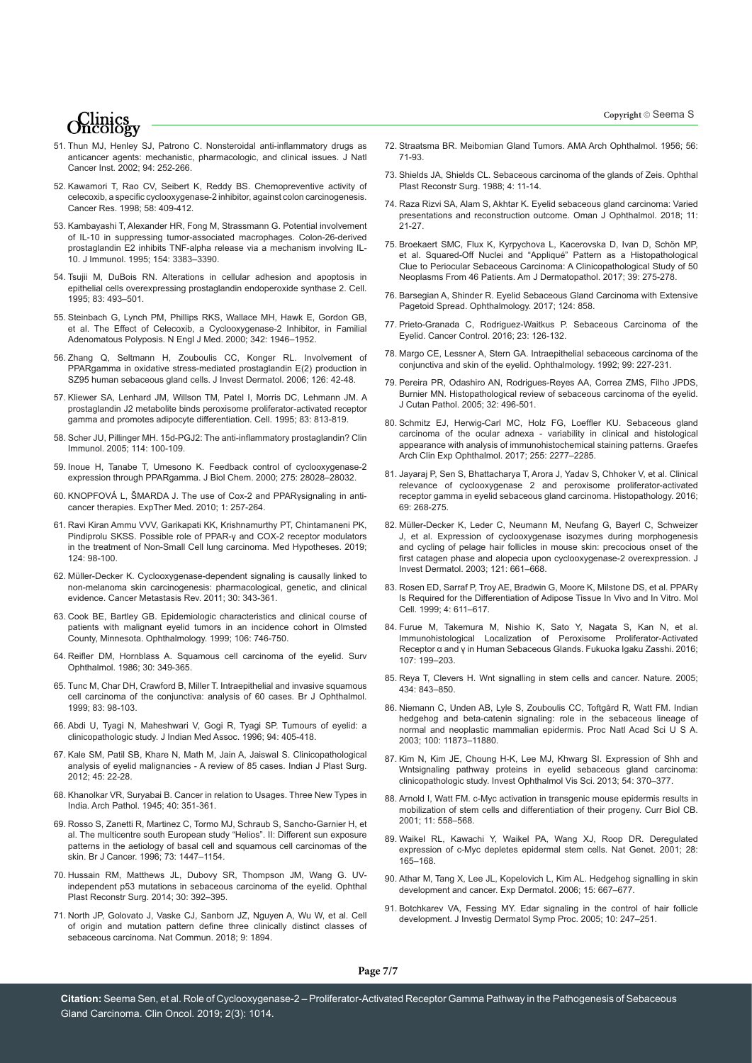51. Thun MJ, Henley SJ, Patrono C. Nonsteroidal anti-inflammatory drugs as anticancer agents: mechanistic, pharmacologic, and clinical issues. J Natl Cancer Inst. 2002; 94: 252-266.

52. Kawamori T, Rao CV, Seibert K, Reddy BS. Chemopreventive activity of celecoxib, a specific cyclooxygenase-2 inhibitor, against colon carcinogenesis. Cancer Res. 1998; 58: 409-412.

53. Kambayashi T, Alexander HR, Fong M, Strassmann G. Potential involvement of IL-10 in suppressing tumor-associated macrophages. Colon-26-derived prostaglandin E2 inhibits TNF-alpha release via a mechanism involving IL-10. J Immunol. 1995; 154: 3383–3390.

54. Tsujii M, DuBois RN. Alterations in cellular adhesion and apoptosis in epithelial cells overexpressing prostaglandin endoperoxide synthase 2. Cell. 1995; 83: 493–501.

55. Steinbach G, Lynch PM, Phillips RKS, Wallace MH, Hawk E, Gordon GB, et al. The Effect of Celecoxib, a Cyclooxygenase-2 Inhibitor, in Familial Adenomatous Polyposis. N Engl J Med. 2000; 342: 1946–1952.

56. Zhang Q, Seltmann H, Zouboulis CC, Konger RL. Involvement of PPARgamma in oxidative stress-mediated prostaglandin E(2) production in SZ95 human sebaceous gland cells. J Invest Dermatol. 2006; 126: 42-48.

57. Kliewer SA, Lenhard JM, Willson TM, Patel I, Morris DC, Lehmann JM. A prostaglandin J2 metabolite binds peroxisome proliferator-activated receptor gamma and promotes adipocyte differentiation. Cell. 1995; 83: 813-819.

58. Scher JU, Pillinger MH. 15d-PGJ2: The anti-inflammatory prostaglandin? Clin Immunol. 2005; 114: 100-109.

59. Inoue H, Tanabe T, Umesono K. Feedback control of cyclooxygenase-2 expression through PPARgamma. J Biol Chem. 2000; 275: 28028–28032.

60. KNOPFOVÁ L, ŠMARDA J. The use of Cox-2 and PPARγsignaling in anti-cancer therapies. ExpTher Med. 2010; 1: 257-264.

61. Ravi Kiran Ammu VVV, Garikapati KK, Krishnamurthy PT, Chintamaneni PK, Pindiprolu SKSS. Possible role of PPAR-γ and COX-2 receptor modulators in the treatment of Non-Small Cell lung carcinoma. Med Hypotheses. 2019; 124: 98-100.

62. Müller-Decker K. Cyclooxygenase-dependent signaling is causally linked to non-melanoma skin carcinogenesis: pharmacological, genetic, and clinical evidence. Cancer Metastasis Rev. 2011; 30: 343-361.

63. Cook BE, Bartley GB. Epidemiologic characteristics and clinical course of patients with malignant eyelid tumors in an incidence cohort in Olmsted County, Minnesota. Ophthalmology. 1999; 106: 746-750.

64. Reifler DM, Hornblass A. Squamous cell carcinoma of the eyelid. Surv Ophthalmol. 1986; 30: 349-365.

65. Tunc M, Char DH, Crawford B, Miller T. Intraepithelial and invasive squamous cell carcinoma of the conjunctiva: analysis of 60 cases. Br J Ophthalmol. 1999; 83: 98-103.

66. Abdi U, Tyagi N, Maheshwari V, Gogi R, Tyagi SP. Tumours of eyelid: a clinicopathologic study. J Indian Med Assoc. 1996; 94: 405-418.

67. Kale SM, Patil SB, Khare N, Math M, Jain A, Jaiswal S. Clinicopathological analysis of eyelid malignancies - A review of 85 cases. Indian J Plast Surg. 2012; 45: 22-28.

68. Khanolkar VR, Suryabai B. Cancer in relation to Usages. Three New Types in India. Arch Pathol. 1945; 40: 351-361.

69. Rosso S, Zanetti R, Martinez C, Tormo MJ, Schraub S, Sancho-Garnier H, et al. The multicentre south European study "Helios". II: Different sun exposure patterns in the aetiology of basal cell and squamous cell carcinomas of the skin. Br J Cancer. 1996; 73: 1447–1154.

70. Hussain RM, Matthews JL, Dubovy SR, Thompson JM, Wang G. UV-independent p53 mutations in sebaceous carcinoma of the eyelid. Ophthal Plast Reconstr Surg. 2014; 30: 392–395.

71. North JP, Golovato J, Vaske CJ, Sanborn JZ, Nguyen A, Wu W, et al. Cell of origin and mutation pattern define three clinically distinct classes of sebaceous carcinoma. Nat Commun. 2018; 9: 1894.

72. Straatsma BR. Meibomian Gland Tumors. AMA Arch Ophthalmol. 1956; 56: 71-93.

73. Shields JA, Shields CL. Sebaceous carcinoma of the glands of Zeis. Ophthal Plast Reconstr Surg. 1988; 4: 11-14.

74. Raza Rizvi SA, Alam S, Akhtar K. Eyelid sebaceous gland carcinoma: Varied presentations and reconstruction outcome. Oman J Ophthalmol. 2018; 11: 21-27.

75. Broekaert SMC, Flux K, Kyrpychova L, Kacerovska D, Ivan D, Schön MP, et al. Squared-Off Nuclei and "Appliqué" Pattern as a Histopathological Clue to Periocular Sebaceous Carcinoma: A Clinicopathological Study of 50 Neoplasms From 46 Patients. Am J Dermatopathol. 2017; 39: 275-278.

76. Barsegian A, Shinder R. Eyelid Sebaceous Gland Carcinoma with Extensive Pagetoid Spread. Ophthalmology. 2017; 124: 858.

77. Prieto-Granada C, Rodriguez-Waitkus P. Sebaceous Carcinoma of the Eyelid. Cancer Control. 2016; 23: 126-132.

78. Margo CE, Lessner A, Stern GA. Intraepithelial sebaceous carcinoma of the conjunctiva and skin of the eyelid. Ophthalmology. 1992; 99: 227-231.

79. Pereira PR, Odashiro AN, Rodrigues-Reyes AA, Correa ZMS, Filho JPDS, Burnier MN. Histopathological review of sebaceous carcinoma of the eyelid. J Cutan Pathol. 2005; 32: 496-501.

80. Schmitz EJ, Herwig-Carl MC, Holz FG, Loeffler KU. Sebaceous gland carcinoma of the ocular adnexa - variability in clinical and histological appearance with analysis of immunohistochemical staining patterns. Graefes Arch Clin Exp Ophthalmol. 2017; 255: 2277–2285.

81. Jayaraj P, Sen S, Bhattacharya T, Arora J, Yadav S, Chhoker V, et al. Clinical relevance of cyclooxygenase 2 and peroxisome proliferator-activated receptor gamma in eyelid sebaceous gland carcinoma. Histopathology. 2016; 69: 268-275.

82. Müller-Decker K, Leder C, Neumann M, Neufang G, Bayerl C, Schweizer J, et al. Expression of cyclooxygenase isozymes during morphogenesis and cycling of pelage hair follicles in mouse skin: precocious onset of the first catagen phase and alopecia upon cyclooxygenase-2 overexpression. J Invest Dermatol. 2003; 121: 661–668.

83. Rosen ED, Sarraf P, Troy AE, Bradwin G, Moore K, Milstone DS, et al. PPARγ Is Required for the Differentiation of Adipose Tissue In Vivo and In Vitro. Mol Cell. 1999; 4: 611–617.

84. Furue M, Takemura M, Nishio K, Sato Y, Nagata S, Kan N, et al. Immunohistological Localization of Peroxisome Proliferator-Activated Receptor α and γ in Human Sebaceous Glands. Fukuoka Igaku Zasshi. 2016; 107: 199–203.

85. Reya T, Clevers H. Wnt signalling in stem cells and cancer. Nature. 2005; 434: 843–850.

86. Niemann C, Unden AB, Lyle S, Zouboulis CC, Toftgård R, Watt FM. Indian hedgehog and beta-catenin signaling: role in the sebaceous lineage of normal and neoplastic mammalian epidermis. Proc Natl Acad Sci U S A. 2003; 100: 11873–11880.

87. Kim N, Kim JE, Choung H-K, Lee MJ, Khwarg SI. Expression of Shh and Wntsignaling pathway proteins in eyelid sebaceous gland carcinoma: clinicopathologic study. Invest Ophthalmol Vis Sci. 2013; 54: 370–377.

88. Arnold I, Watt FM. c-Myc activation in transgenic mouse epidermis results in mobilization of stem cells and differentiation of their progeny. Curr Biol CB. 2001; 11: 558–568.

89. Waikel RL, Kawachi Y, Waikel PA, Wang XJ, Roop DR. Deregulated expression of c-Myc depletes epidermal stem cells. Nat Genet. 2001; 28: 165–168.

90. Athar M, Tang X, Lee JL, Kopelovich L, Kim AL. Hedgehog signalling in skin development and cancer. Exp Dermatol. 2006; 15: 667–677.

91. Botchkarev VA, Fessing MY. Edar signaling in the control of hair follicle development. J Investig Dermatol Symp Proc. 2005; 10: 247–251.